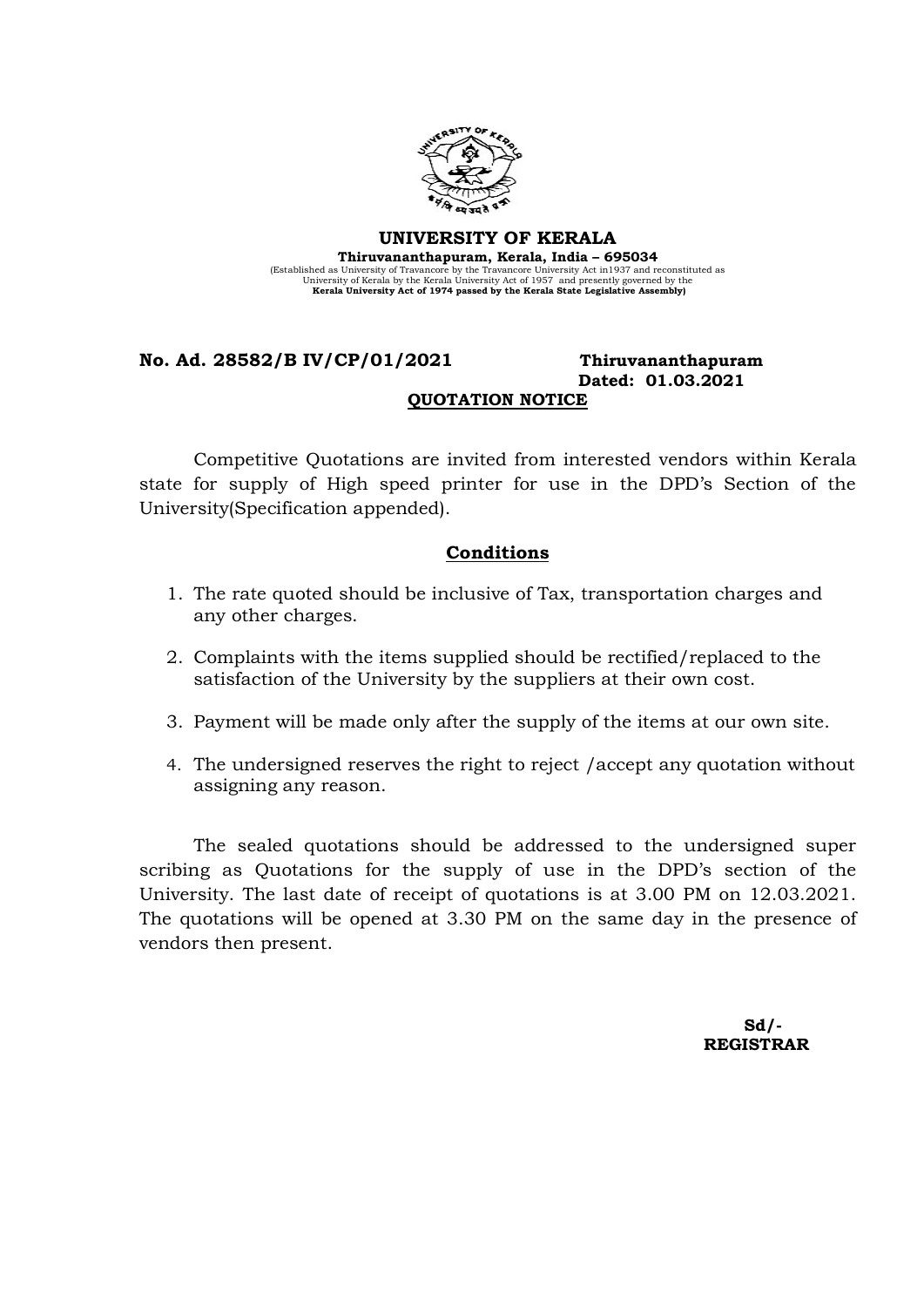# UNIVERSITY OF KERALA

**Thiruvananthapuram, Kerala, India – 695034**

(Established as University of Travancore by the Travancore University Act in1937 and reconstituted as University of Kerala by the Kerala University Act of 1957 and presently governed by the **Kerala University Act of 1974 passed by the Kerala State Legislative Assembly)**

**No. Ad. 28582/B IV/CP/01/2021** **Thiruvananthapuram**

**Dated: 01.03.2021**

## QUOTATION NOTICE

Competitive Quotations are invited from interested vendors within Kerala state for supply of High speed printer for use in the DPD's Section of the University(Specification appended).

### Conditions

1. The rate quoted should be inclusive of Tax, transportation charges and any other charges.
2. Complaints with the items supplied should be rectified/replaced to the satisfaction of the University by the suppliers at their own cost.
3. Payment will be made only after the supply of the items at our own site.
4. The undersigned reserves the right to reject /accept any quotation without assigning any reason.

The sealed quotations should be addressed to the undersigned super scribing as Quotations for the supply of use in the DPD's section of the University. The last date of receipt of quotations is at 3.00 PM on 12.03.2021. The quotations will be opened at 3.30 PM on the same day in the presence of vendors then present.

**Sd/-**
**REGISTRAR**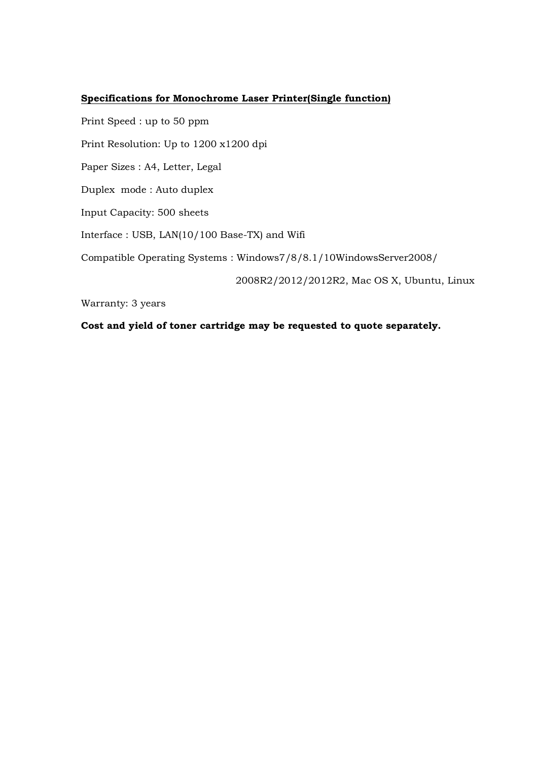**<u>Specifications for Monochrome Laser Printer(Single function)</u>**

Print Speed : up to 50 ppm

Print Resolution: Up to 1200 x1200 dpi

Paper Sizes : A4, Letter, Legal

Duplex mode : Auto duplex

Input Capacity: 500 sheets

Interface : USB, LAN(10/100 Base-TX) and Wifi

Compatible Operating Systems : Windows7/8/8.1/10WindowsServer2008/
2008R2/2012/2012R2, Mac OS X, Ubuntu, Linux

Warranty: 3 years

**Cost and yield of toner cartridge may be requested to quote separately.**